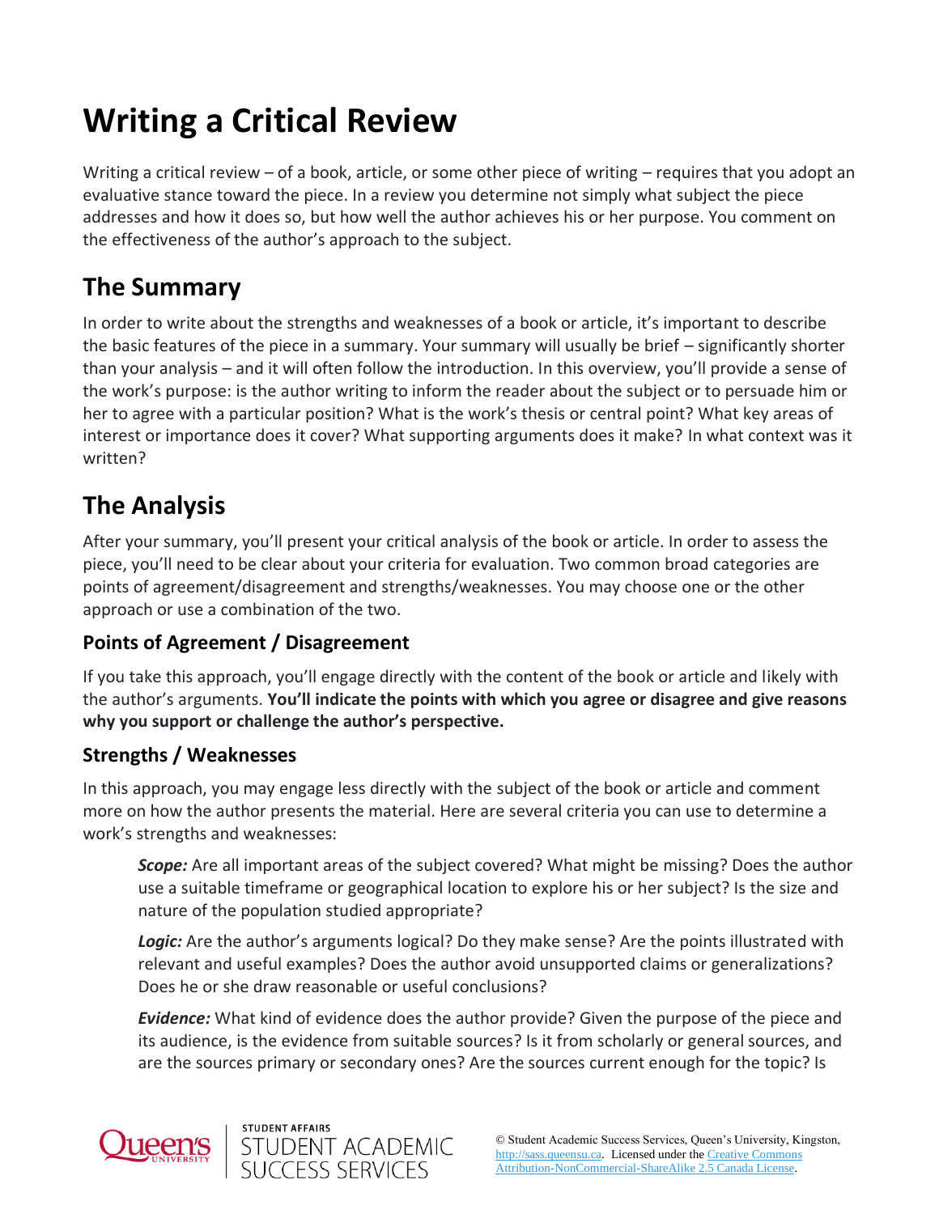# Writing a Critical Review

Writing a critical review – of a book, article, or some other piece of writing – requires that you adopt an evaluative stance toward the piece. In a review you determine not simply what subject the piece addresses and how it does so, but how well the author achieves his or her purpose. You comment on the effectiveness of the author's approach to the subject.

## The Summary

In order to write about the strengths and weaknesses of a book or article, it's important to describe the basic features of the piece in a summary. Your summary will usually be brief – significantly shorter than your analysis – and it will often follow the introduction. In this overview, you'll provide a sense of the work's purpose: is the author writing to inform the reader about the subject or to persuade him or her to agree with a particular position? What is the work's thesis or central point? What key areas of interest or importance does it cover? What supporting arguments does it make? In what context was it written?

## The Analysis

After your summary, you'll present your critical analysis of the book or article. In order to assess the piece, you'll need to be clear about your criteria for evaluation. Two common broad categories are points of agreement/disagreement and strengths/weaknesses. You may choose one or the other approach or use a combination of the two.

### Points of Agreement / Disagreement

If you take this approach, you'll engage directly with the content of the book or article and likely with the author's arguments. **You'll indicate the points with which you agree or disagree and give reasons why you support or challenge the author's perspective.**

### Strengths / Weaknesses

In this approach, you may engage less directly with the subject of the book or article and comment more on how the author presents the material. Here are several criteria you can use to determine a work's strengths and weaknesses:

> ***Scope:*** Are all important areas of the subject covered? What might be missing? Does the author use a suitable timeframe or geographical location to explore his or her subject? Is the size and nature of the population studied appropriate?
>
> ***Logic:*** Are the author's arguments logical? Do they make sense? Are the points illustrated with relevant and useful examples? Does the author avoid unsupported claims or generalizations? Does he or she draw reasonable or useful conclusions?
>
> ***Evidence:*** What kind of evidence does the author provide? Given the purpose of the piece and its audience, is the evidence from suitable sources? Is it from scholarly or general sources, and are the sources primary or secondary ones? Are the sources current enough for the topic? Is

© Student Academic Success Services, Queen's University, Kingston, http://sass.queensu.ca. Licensed under the Creative Commons Attribution-NonCommercial-ShareAlike 2.5 Canada License.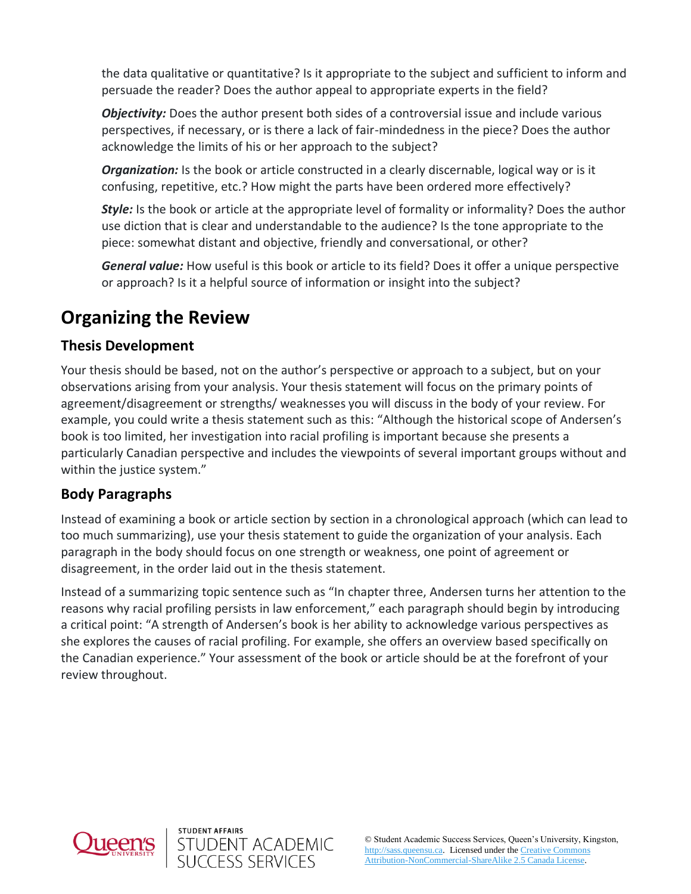the data qualitative or quantitative? Is it appropriate to the subject and sufficient to inform and persuade the reader? Does the author appeal to appropriate experts in the field?

***Objectivity:*** Does the author present both sides of a controversial issue and include various perspectives, if necessary, or is there a lack of fair-mindedness in the piece? Does the author acknowledge the limits of his or her approach to the subject?

***Organization:*** Is the book or article constructed in a clearly discernable, logical way or is it confusing, repetitive, etc.? How might the parts have been ordered more effectively?

***Style:*** Is the book or article at the appropriate level of formality or informality? Does the author use diction that is clear and understandable to the audience? Is the tone appropriate to the piece: somewhat distant and objective, friendly and conversational, or other?

***General value:*** How useful is this book or article to its field? Does it offer a unique perspective or approach? Is it a helpful source of information or insight into the subject?

## Organizing the Review

### Thesis Development

Your thesis should be based, not on the author's perspective or approach to a subject, but on your observations arising from your analysis. Your thesis statement will focus on the primary points of agreement/disagreement or strengths/ weaknesses you will discuss in the body of your review. For example, you could write a thesis statement such as this: "Although the historical scope of Andersen's book is too limited, her investigation into racial profiling is important because she presents a particularly Canadian perspective and includes the viewpoints of several important groups without and within the justice system."

### Body Paragraphs

Instead of examining a book or article section by section in a chronological approach (which can lead to too much summarizing), use your thesis statement to guide the organization of your analysis. Each paragraph in the body should focus on one strength or weakness, one point of agreement or disagreement, in the order laid out in the thesis statement.

Instead of a summarizing topic sentence such as "In chapter three, Andersen turns her attention to the reasons why racial profiling persists in law enforcement," each paragraph should begin by introducing a critical point: "A strength of Andersen's book is her ability to acknowledge various perspectives as she explores the causes of racial profiling. For example, she offers an overview based specifically on the Canadian experience." Your assessment of the book or article should be at the forefront of your review throughout.